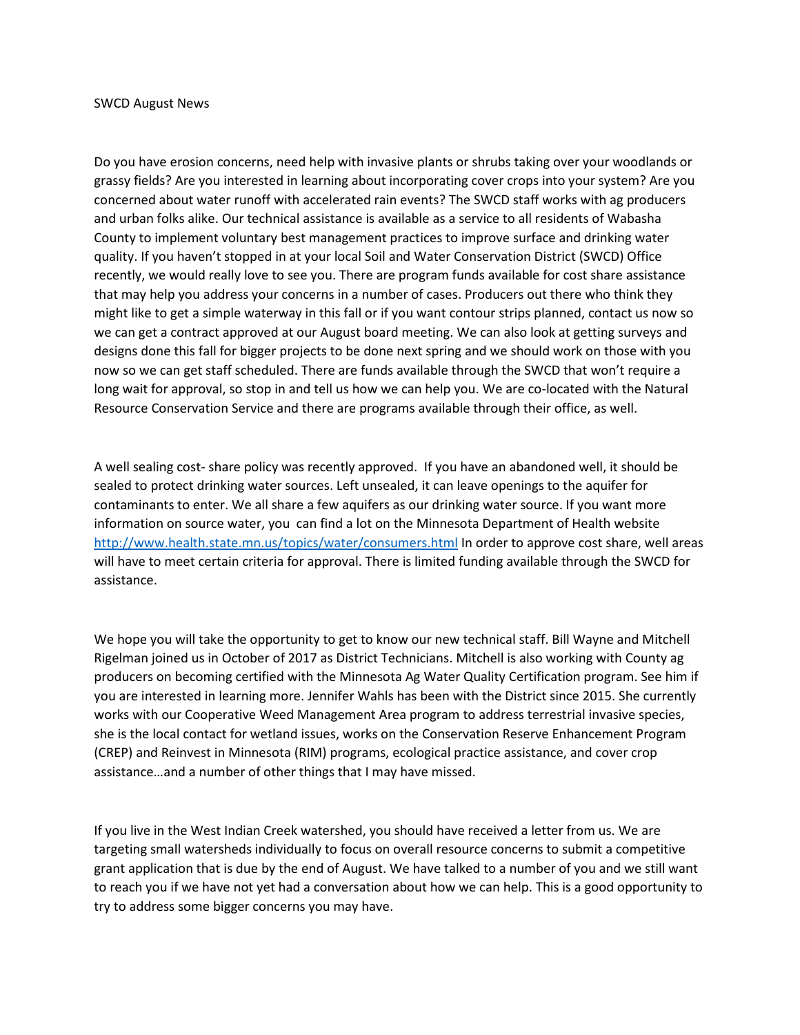SWCD August News

Do you have erosion concerns, need help with invasive plants or shrubs taking over your woodlands or grassy fields? Are you interested in learning about incorporating cover crops into your system? Are you concerned about water runoff with accelerated rain events? The SWCD staff works with ag producers and urban folks alike. Our technical assistance is available as a service to all residents of Wabasha County to implement voluntary best management practices to improve surface and drinking water quality. If you haven't stopped in at your local Soil and Water Conservation District (SWCD) Office recently, we would really love to see you. There are program funds available for cost share assistance that may help you address your concerns in a number of cases. Producers out there who think they might like to get a simple waterway in this fall or if you want contour strips planned, contact us now so we can get a contract approved at our August board meeting. We can also look at getting surveys and designs done this fall for bigger projects to be done next spring and we should work on those with you now so we can get staff scheduled. There are funds available through the SWCD that won't require a long wait for approval, so stop in and tell us how we can help you. We are co-located with the Natural Resource Conservation Service and there are programs available through their office, as well.

A well sealing cost- share policy was recently approved. If you have an abandoned well, it should be sealed to protect drinking water sources. Left unsealed, it can leave openings to the aquifer for contaminants to enter. We all share a few aquifers as our drinking water source. If you want more information on source water, you can find a lot on the Minnesota Department of Health website http://www.health.state.mn.us/topics/water/consumers.html In order to approve cost share, well areas will have to meet certain criteria for approval. There is limited funding available through the SWCD for assistance.

We hope you will take the opportunity to get to know our new technical staff. Bill Wayne and Mitchell Rigelman joined us in October of 2017 as District Technicians. Mitchell is also working with County ag producers on becoming certified with the Minnesota Ag Water Quality Certification program. See him if you are interested in learning more. Jennifer Wahls has been with the District since 2015. She currently works with our Cooperative Weed Management Area program to address terrestrial invasive species, she is the local contact for wetland issues, works on the Conservation Reserve Enhancement Program (CREP) and Reinvest in Minnesota (RIM) programs, ecological practice assistance, and cover crop assistance…and a number of other things that I may have missed.

If you live in the West Indian Creek watershed, you should have received a letter from us. We are targeting small watersheds individually to focus on overall resource concerns to submit a competitive grant application that is due by the end of August. We have talked to a number of you and we still want to reach you if we have not yet had a conversation about how we can help. This is a good opportunity to try to address some bigger concerns you may have.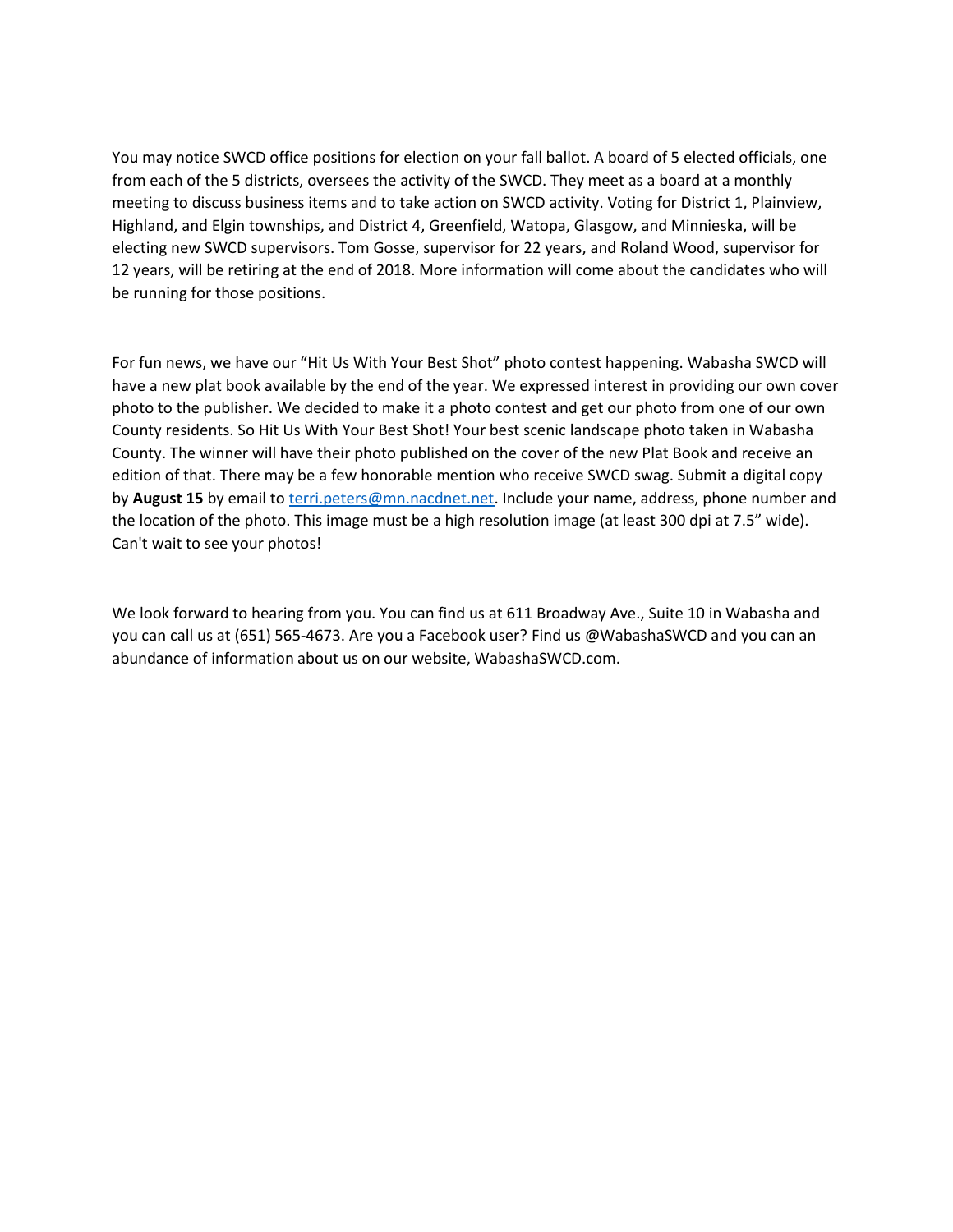You may notice SWCD office positions for election on your fall ballot. A board of 5 elected officials, one from each of the 5 districts, oversees the activity of the SWCD. They meet as a board at a monthly meeting to discuss business items and to take action on SWCD activity. Voting for District 1, Plainview, Highland, and Elgin townships, and District 4, Greenfield, Watopa, Glasgow, and Minnieska, will be electing new SWCD supervisors. Tom Gosse, supervisor for 22 years, and Roland Wood, supervisor for 12 years, will be retiring at the end of 2018. More information will come about the candidates who will be running for those positions.

For fun news, we have our "Hit Us With Your Best Shot" photo contest happening. Wabasha SWCD will have a new plat book available by the end of the year. We expressed interest in providing our own cover photo to the publisher. We decided to make it a photo contest and get our photo from one of our own County residents. So Hit Us With Your Best Shot! Your best scenic landscape photo taken in Wabasha County. The winner will have their photo published on the cover of the new Plat Book and receive an edition of that. There may be a few honorable mention who receive SWCD swag. Submit a digital copy by **August 15** by email to terri.peters@mn.nacdnet.net. Include your name, address, phone number and the location of the photo. This image must be a high resolution image (at least 300 dpi at 7.5" wide). Can't wait to see your photos!

We look forward to hearing from you. You can find us at 611 Broadway Ave., Suite 10 in Wabasha and you can call us at (651) 565-4673. Are you a Facebook user? Find us @WabashaSWCD and you can an abundance of information about us on our website, WabashaSWCD.com.